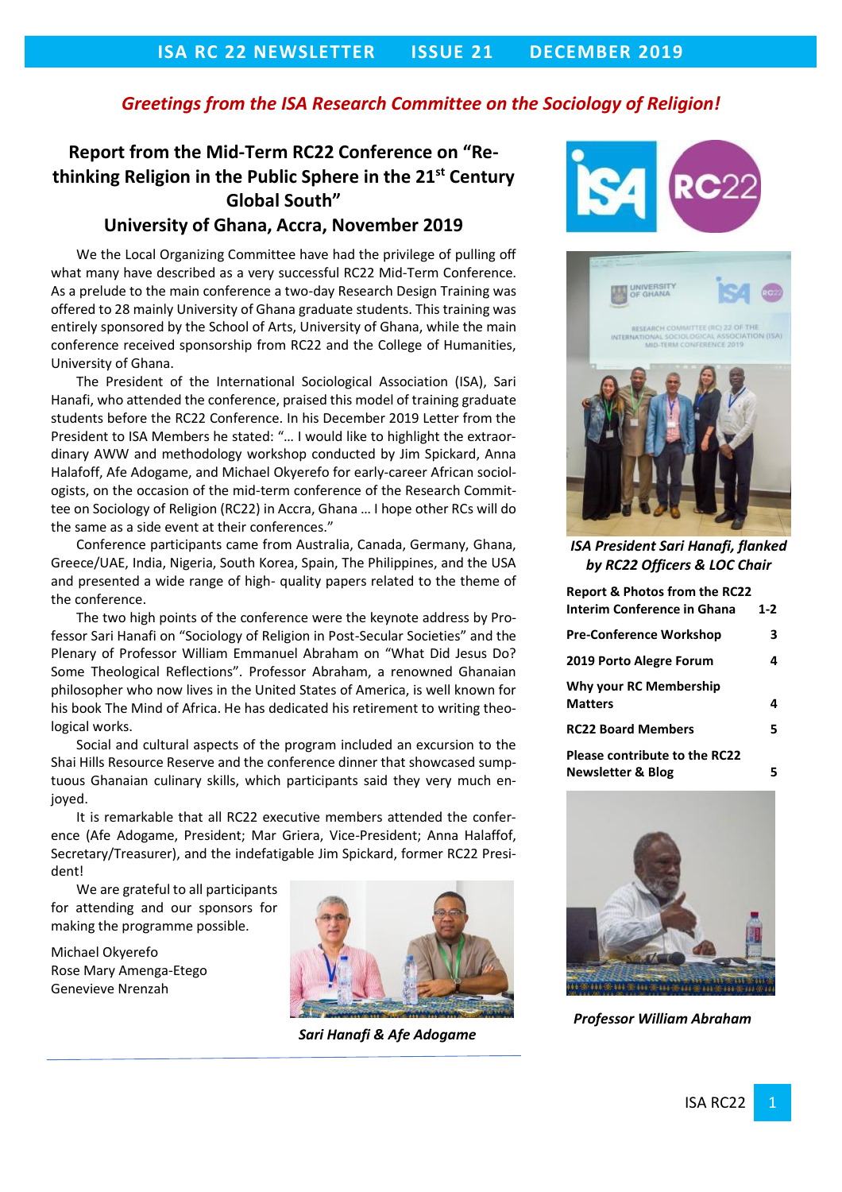**ISA RC 22 NEWSLETTER ISSUE 21 DECEMBER 2019**

*Greetings from the ISA Research Committee on the Sociology of Religion!*

## Report from the Mid-Term RC22 Conference on "Re-thinking Religion in the Public Sphere in the 21st Century Global South"
## University of Ghana, Accra, November 2019

We the Local Organizing Committee have had the privilege of pulling off what many have described as a very successful RC22 Mid-Term Conference. As a prelude to the main conference a two-day Research Design Training was offered to 28 mainly University of Ghana graduate students. This training was entirely sponsored by the School of Arts, University of Ghana, while the main conference received sponsorship from RC22 and the College of Humanities, University of Ghana.

The President of the International Sociological Association (ISA), Sari Hanafi, who attended the conference, praised this model of training graduate students before the RC22 Conference. In his December 2019 Letter from the President to ISA Members he stated: "… I would like to highlight the extraordinary AWW and methodology workshop conducted by Jim Spickard, Anna Halafoff, Afe Adogame, and Michael Okyerefo for early-career African sociologists, on the occasion of the mid-term conference of the Research Committee on Sociology of Religion (RC22) in Accra, Ghana … I hope other RCs will do the same as a side event at their conferences."

Conference participants came from Australia, Canada, Germany, Ghana, Greece/UAE, India, Nigeria, South Korea, Spain, The Philippines, and the USA and presented a wide range of high- quality papers related to the theme of the conference.

The two high points of the conference were the keynote address by Professor Sari Hanafi on "Sociology of Religion in Post-Secular Societies" and the Plenary of Professor William Emmanuel Abraham on "What Did Jesus Do? Some Theological Reflections". Professor Abraham, a renowned Ghanaian philosopher who now lives in the United States of America, is well known for his book The Mind of Africa. He has dedicated his retirement to writing theological works.

Social and cultural aspects of the program included an excursion to the Shai Hills Resource Reserve and the conference dinner that showcased sumptuous Ghanaian culinary skills, which participants said they very much enjoyed.

It is remarkable that all RC22 executive members attended the conference (Afe Adogame, President; Mar Griera, Vice-President; Anna Halaffof, Secretary/Treasurer), and the indefatigable Jim Spickard, former RC22 President!

We are grateful to all participants for attending and our sponsors for making the programme possible.

Michael Okyerefo
Rose Mary Amenga-Etego
Genevieve Nrenzah

*Sari Hanafi & Afe Adogame*

*ISA President Sari Hanafi, flanked by RC22 Officers & LOC Chair*

| | |
|---|---|
| **Report & Photos from the RC22 Interim Conference in Ghana** | **1-2** |
| **Pre-Conference Workshop** | **3** |
| **2019 Porto Alegre Forum** | **4** |
| **Why your RC Membership Matters** | **4** |
| **RC22 Board Members** | **5** |
| **Please contribute to the RC22 Newsletter & Blog** | **5** |

*Professor William Abraham*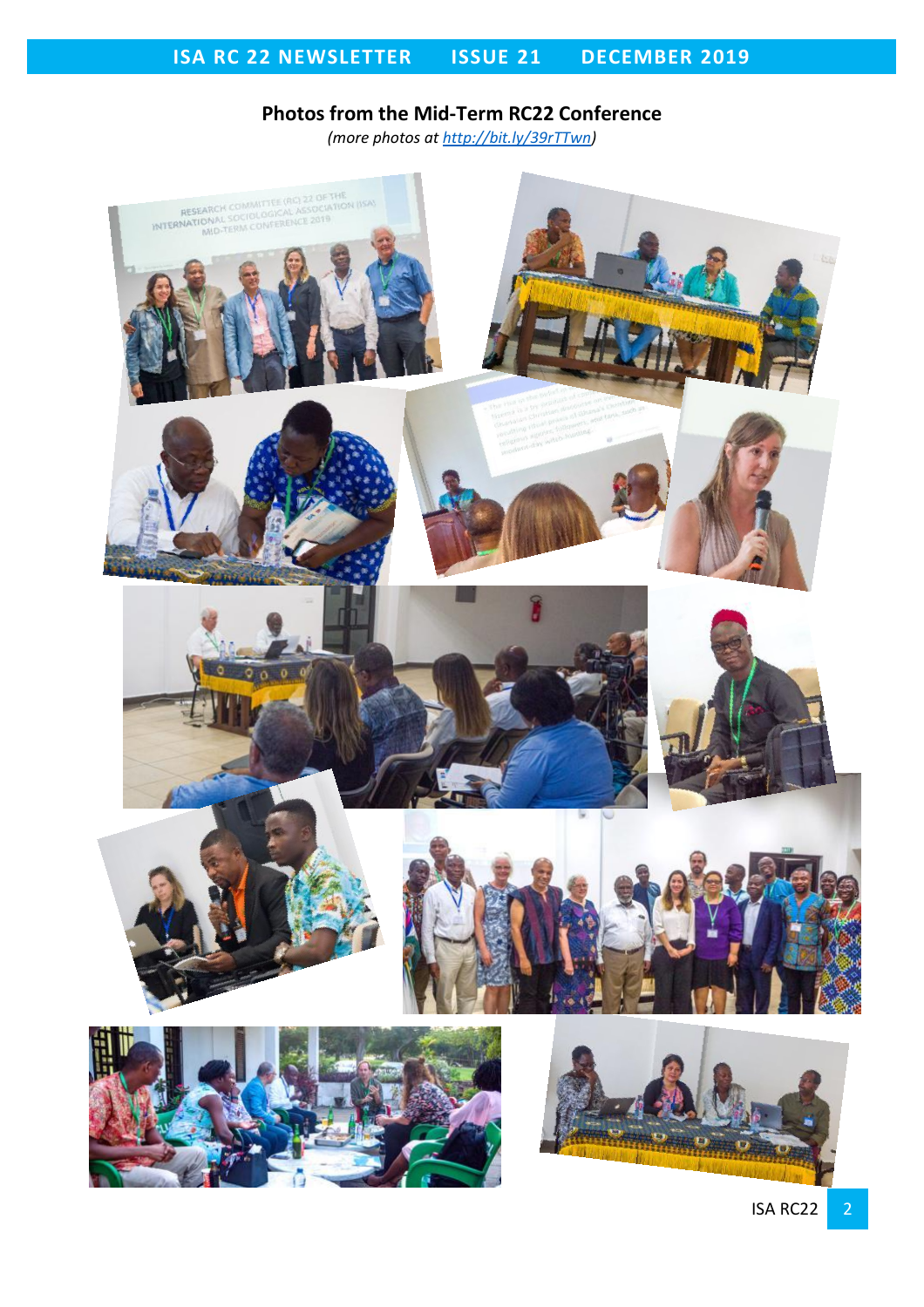## Photos from the Mid-Term RC22 Conference

*(more photos at [http://bit.ly/39rTTwn](http://bit.ly/39rTTwn))*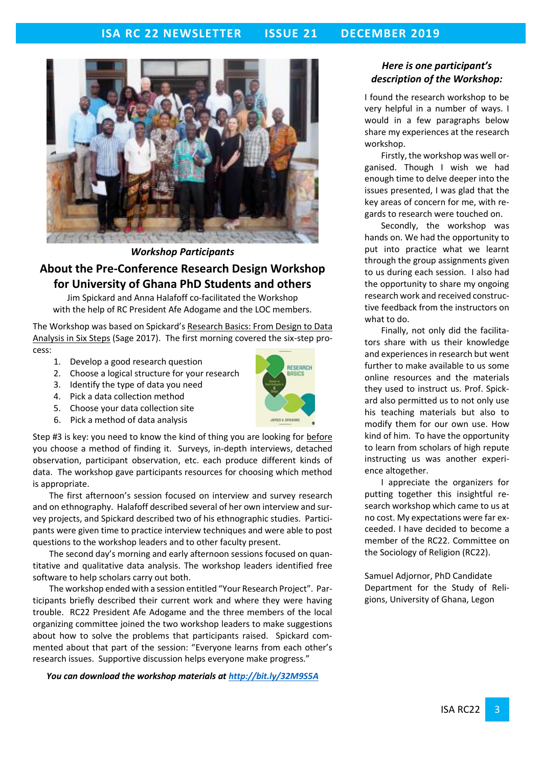*Workshop Participants*

## About the Pre-Conference Research Design Workshop for University of Ghana PhD Students and others

Jim Spickard and Anna Halafoff co-facilitated the Workshop with the help of RC President Afe Adogame and the LOC members.

The Workshop was based on Spickard's Research Basics: From Design to Data Analysis in Six Steps (Sage 2017). The first morning covered the six-step process:

1. Develop a good research question
2. Choose a logical structure for your research
3. Identify the type of data you need
4. Pick a data collection method
5. Choose your data collection site
6. Pick a method of data analysis

Step #3 is key: you need to know the kind of thing you are looking for before you choose a method of finding it. Surveys, in-depth interviews, detached observation, participant observation, etc. each produce different kinds of data. The workshop gave participants resources for choosing which method is appropriate.

The first afternoon's session focused on interview and survey research and on ethnography. Halafoff described several of her own interview and survey projects, and Spickard described two of his ethnographic studies. Participants were given time to practice interview techniques and were able to post questions to the workshop leaders and to other faculty present.

The second day's morning and early afternoon sessions focused on quantitative and qualitative data analysis. The workshop leaders identified free software to help scholars carry out both.

The workshop ended with a session entitled "Your Research Project". Participants briefly described their current work and where they were having trouble. RC22 President Afe Adogame and the three members of the local organizing committee joined the two workshop leaders to make suggestions about how to solve the problems that participants raised. Spickard commented about that part of the session: "Everyone learns from each other's research issues. Supportive discussion helps everyone make progress."

***You can download the workshop materials at http://bit.ly/32M9S5A***

### *Here is one participant's description of the Workshop:*

I found the research workshop to be very helpful in a number of ways. I would in a few paragraphs below share my experiences at the research workshop.

Firstly, the workshop was well organised. Though I wish we had enough time to delve deeper into the issues presented, I was glad that the key areas of concern for me, with regards to research were touched on.

Secondly, the workshop was hands on. We had the opportunity to put into practice what we learnt through the group assignments given to us during each session. I also had the opportunity to share my ongoing research work and received constructive feedback from the instructors on what to do.

Finally, not only did the facilitators share with us their knowledge and experiences in research but went further to make available to us some online resources and the materials they used to instruct us. Prof. Spickard also permitted us to not only use his teaching materials but also to modify them for our own use. How kind of him. To have the opportunity to learn from scholars of high repute instructing us was another experience altogether.

I appreciate the organizers for putting together this insightful research workshop which came to us at no cost. My expectations were far exceeded. I have decided to become a member of the RC22. Committee on the Sociology of Religion (RC22).

Samuel Adjornor, PhD Candidate
Department for the Study of Religions, University of Ghana, Legon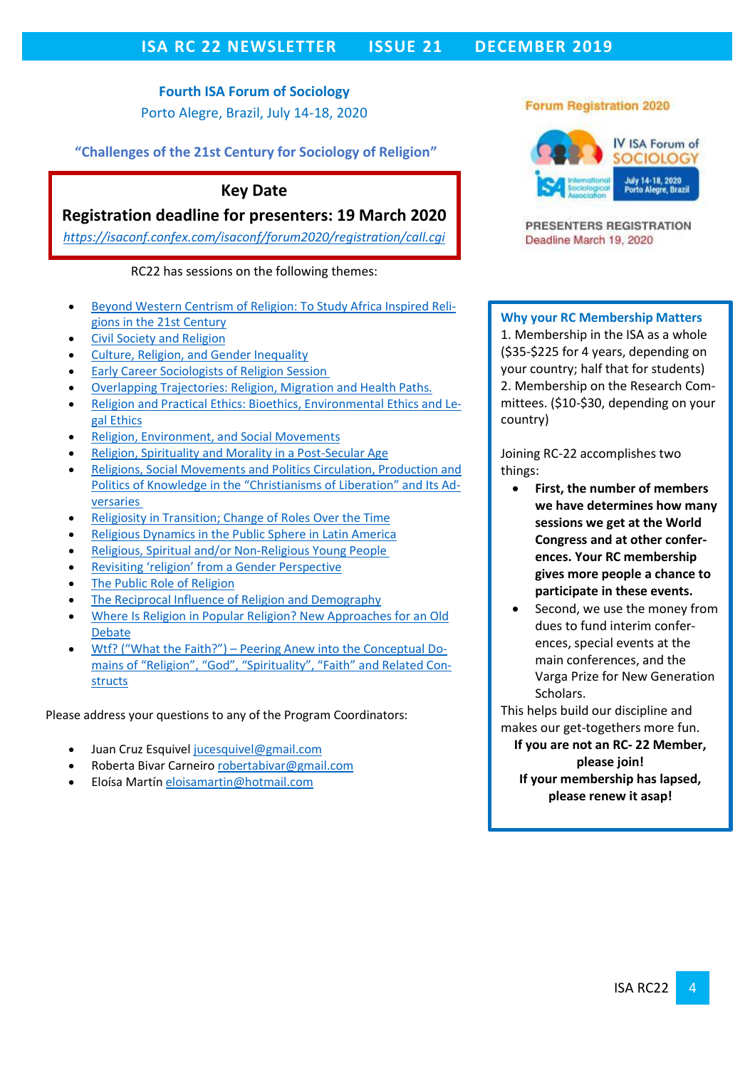## Fourth ISA Forum of Sociology

Porto Alegre, Brazil, July 14-18, 2020

**"Challenges of the 21st Century for Sociology of Religion"**

### Key Date

**Registration deadline for presenters: 19 March 2020**

*https://isaconf.confex.com/isaconf/forum2020/registration/call.cgi*

RC22 has sessions on the following themes:

- Beyond Western Centrism of Religion: To Study Africa Inspired Religions in the 21st Century
- Civil Society and Religion
- Culture, Religion, and Gender Inequality
- Early Career Sociologists of Religion Session
- Overlapping Trajectories: Religion, Migration and Health Paths.
- Religion and Practical Ethics: Bioethics, Environmental Ethics and Legal Ethics
- Religion, Environment, and Social Movements
- Religion, Spirituality and Morality in a Post-Secular Age
- Religions, Social Movements and Politics Circulation, Production and Politics of Knowledge in the "Christianisms of Liberation" and Its Adversaries
- Religiosity in Transition; Change of Roles Over the Time
- Religious Dynamics in the Public Sphere in Latin America
- Religious, Spiritual and/or Non-Religious Young People
- Revisiting 'religion' from a Gender Perspective
- The Public Role of Religion
- The Reciprocal Influence of Religion and Demography
- Where Is Religion in Popular Religion? New Approaches for an Old Debate
- Wtf? ("What the Faith?") – Peering Anew into the Conceptual Domains of "Religion", "God", "Spirituality", "Faith" and Related Constructs

Please address your questions to any of the Program Coordinators:

- Juan Cruz Esquivel jucesquivel@gmail.com
- Roberta Bivar Carneiro robertabivar@gmail.com
- Eloísa Martín eloisamartin@hotmail.com

Forum Registration 2020

IV ISA Forum of SOCIOLOGY

July 14-18, 2020 Porto Alegre, Brazil

PRESENTERS REGISTRATION
Deadline March 19, 2020

### Why your RC Membership Matters

1. Membership in the ISA as a whole ($35-$225 for 4 years, depending on your country; half that for students)
2. Membership on the Research Committees. ($10-$30, depending on your country)

Joining RC-22 accomplishes two things:

- **First, the number of members we have determines how many sessions we get at the World Congress and at other conferences. Your RC membership gives more people a chance to participate in these events.**
- Second, we use the money from dues to fund interim conferences, special events at the main conferences, and the Varga Prize for New Generation Scholars.

This helps build our discipline and makes our get-togethers more fun.

**If you are not an RC- 22 Member, please join!**

**If your membership has lapsed, please renew it asap!**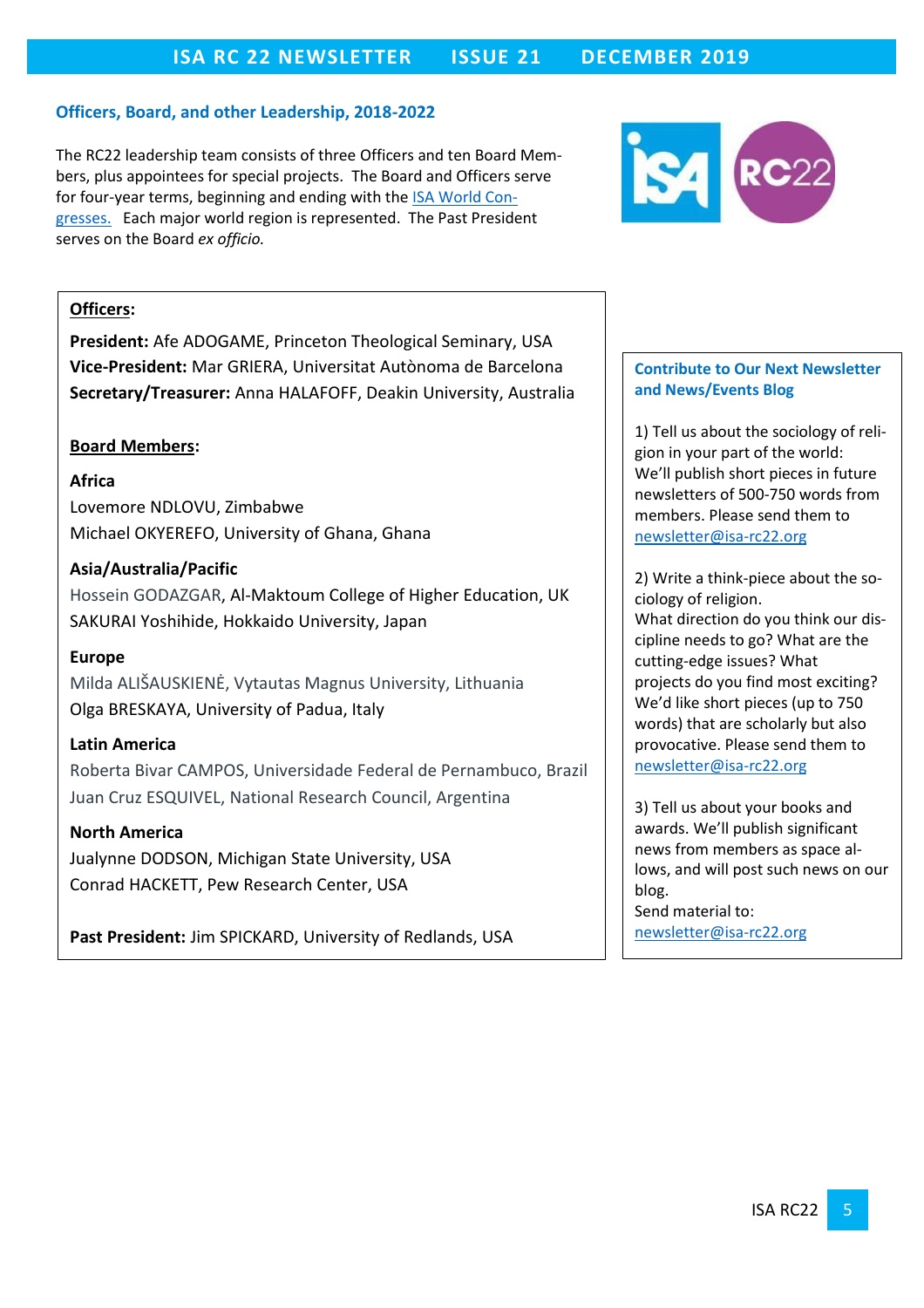## Officers, Board, and other Leadership, 2018-2022

The RC22 leadership team consists of three Officers and ten Board Members, plus appointees for special projects. The Board and Officers serve for four-year terms, beginning and ending with the ISA World Congresses. Each major world region is represented. The Past President serves on the Board *ex officio.*

**Officers:**

**President:** Afe ADOGAME, Princeton Theological Seminary, USA
**Vice-President:** Mar GRIERA, Universitat Autònoma de Barcelona
**Secretary/Treasurer:** Anna HALAFOFF, Deakin University, Australia

**Board Members:**

**Africa**
Lovemore NDLOVU, Zimbabwe
Michael OKYEREFO, University of Ghana, Ghana

**Asia/Australia/Pacific**
Hossein GODAZGAR, Al-Maktoum College of Higher Education, UK
SAKURAI Yoshihide, Hokkaido University, Japan

**Europe**
Milda ALIŠAUSKIENĖ, Vytautas Magnus University, Lithuania
Olga BRESKAYA, University of Padua, Italy

**Latin America**
Roberta Bivar CAMPOS, Universidade Federal de Pernambuco, Brazil
Juan Cruz ESQUIVEL, National Research Council, Argentina

**North America**
Jualynne DODSON, Michigan State University, USA
Conrad HACKETT, Pew Research Center, USA

**Past President:** Jim SPICKARD, University of Redlands, USA

### Contribute to Our Next Newsletter and News/Events Blog

1) Tell us about the sociology of religion in your part of the world: We'll publish short pieces in future newsletters of 500-750 words from members. Please send them to newsletter@isa-rc22.org

2) Write a think-piece about the sociology of religion.
What direction do you think our discipline needs to go? What are the cutting-edge issues? What projects do you find most exciting? We'd like short pieces (up to 750 words) that are scholarly but also provocative. Please send them to newsletter@isa-rc22.org

3) Tell us about your books and awards. We'll publish significant news from members as space allows, and will post such news on our blog.
Send material to:
newsletter@isa-rc22.org